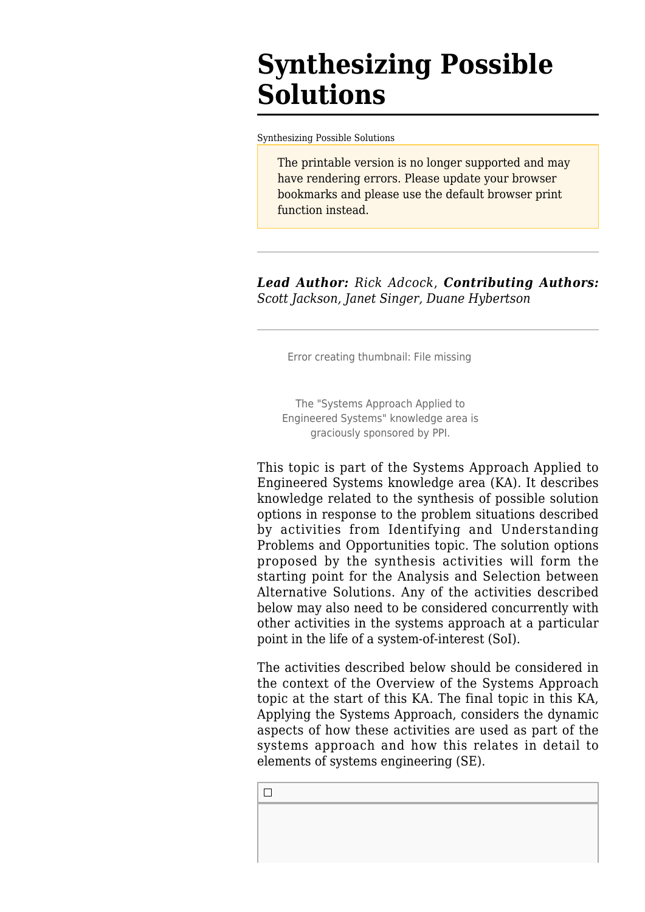# Synthesizing Possible Solutions

Synthesizing Possible Solutions

The printable version is no longer supported and may have rendering errors. Please update your browser bookmarks and please use the default browser print function instead.

---

***Lead Author:*** *Rick Adcock*, ***Contributing Authors:*** *Scott Jackson, Janet Singer, Duane Hybertson*

---

Error creating thumbnail: File missing

The "Systems Approach Applied to Engineered Systems" knowledge area is graciously sponsored by PPI.

This topic is part of the Systems Approach Applied to Engineered Systems knowledge area (KA). It describes knowledge related to the synthesis of possible solution options in response to the problem situations described by activities from Identifying and Understanding Problems and Opportunities topic. The solution options proposed by the synthesis activities will form the starting point for the Analysis and Selection between Alternative Solutions. Any of the activities described below may also need to be considered concurrently with other activities in the systems approach at a particular point in the life of a system-of-interest (SoI).

The activities described below should be considered in the context of the Overview of the Systems Approach topic at the start of this KA. The final topic in this KA, Applying the Systems Approach, considers the dynamic aspects of how these activities are used as part of the systems approach and how this relates in detail to elements of systems engineering (SE).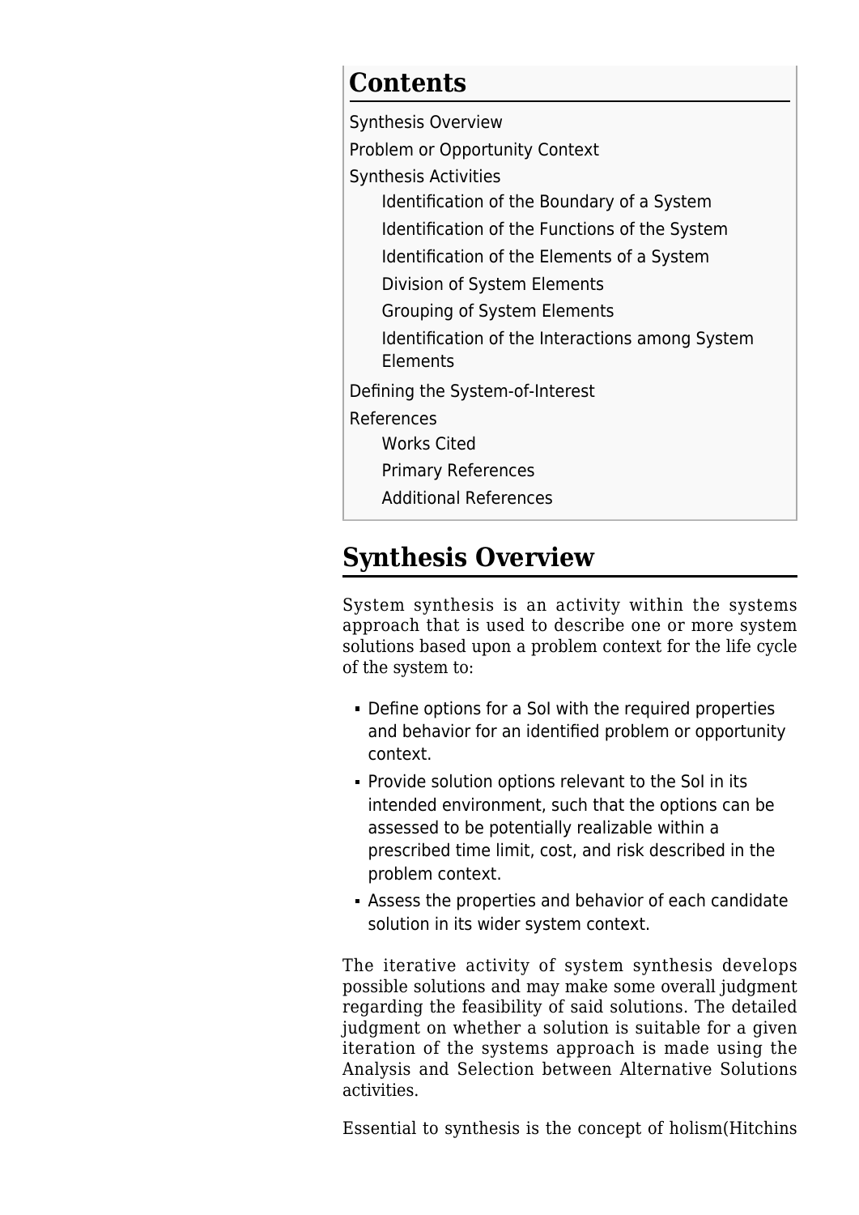## Contents

- Synthesis Overview
- Problem or Opportunity Context
- Synthesis Activities
  - Identification of the Boundary of a System
  - Identification of the Functions of the System
  - Identification of the Elements of a System
  - Division of System Elements
  - Grouping of System Elements
  - Identification of the Interactions among System Elements
- Defining the System-of-Interest
- References
  - Works Cited
  - Primary References
  - Additional References

## Synthesis Overview

System synthesis is an activity within the systems approach that is used to describe one or more system solutions based upon a problem context for the life cycle of the system to:

- Define options for a SoI with the required properties and behavior for an identified problem or opportunity context.
- Provide solution options relevant to the SoI in its intended environment, such that the options can be assessed to be potentially realizable within a prescribed time limit, cost, and risk described in the problem context.
- Assess the properties and behavior of each candidate solution in its wider system context.

The iterative activity of system synthesis develops possible solutions and may make some overall judgment regarding the feasibility of said solutions. The detailed judgment on whether a solution is suitable for a given iteration of the systems approach is made using the Analysis and Selection between Alternative Solutions activities.

Essential to synthesis is the concept of holism(Hitchins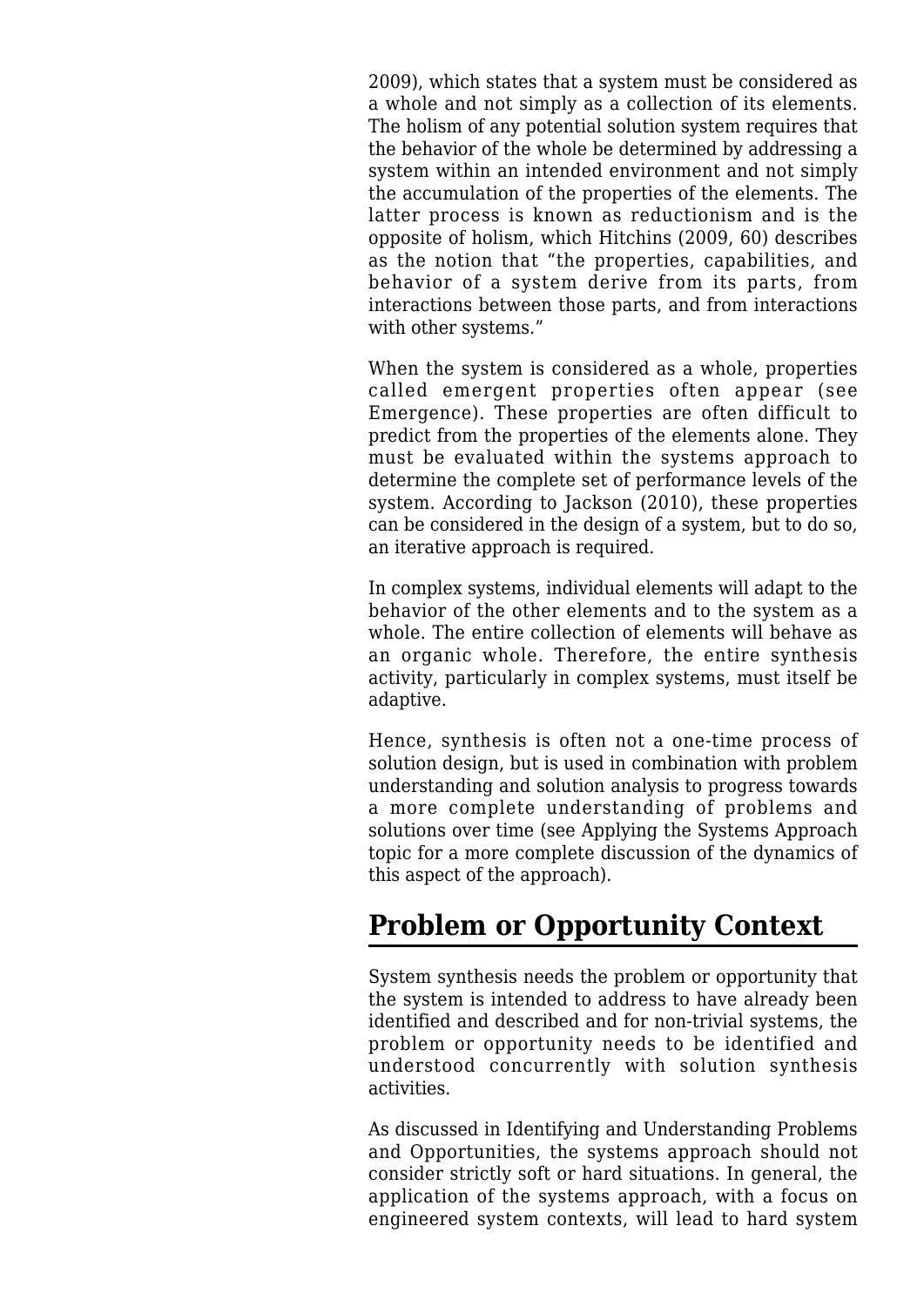2009), which states that a system must be considered as a whole and not simply as a collection of its elements. The holism of any potential solution system requires that the behavior of the whole be determined by addressing a system within an intended environment and not simply the accumulation of the properties of the elements. The latter process is known as reductionism and is the opposite of holism, which Hitchins (2009, 60) describes as the notion that "the properties, capabilities, and behavior of a system derive from its parts, from interactions between those parts, and from interactions with other systems."

When the system is considered as a whole, properties called emergent properties often appear (see Emergence). These properties are often difficult to predict from the properties of the elements alone. They must be evaluated within the systems approach to determine the complete set of performance levels of the system. According to Jackson (2010), these properties can be considered in the design of a system, but to do so, an iterative approach is required.

In complex systems, individual elements will adapt to the behavior of the other elements and to the system as a whole. The entire collection of elements will behave as an organic whole. Therefore, the entire synthesis activity, particularly in complex systems, must itself be adaptive.

Hence, synthesis is often not a one-time process of solution design, but is used in combination with problem understanding and solution analysis to progress towards a more complete understanding of problems and solutions over time (see Applying the Systems Approach topic for a more complete discussion of the dynamics of this aspect of the approach).

## Problem or Opportunity Context

System synthesis needs the problem or opportunity that the system is intended to address to have already been identified and described and for non-trivial systems, the problem or opportunity needs to be identified and understood concurrently with solution synthesis activities.

As discussed in Identifying and Understanding Problems and Opportunities, the systems approach should not consider strictly soft or hard situations. In general, the application of the systems approach, with a focus on engineered system contexts, will lead to hard system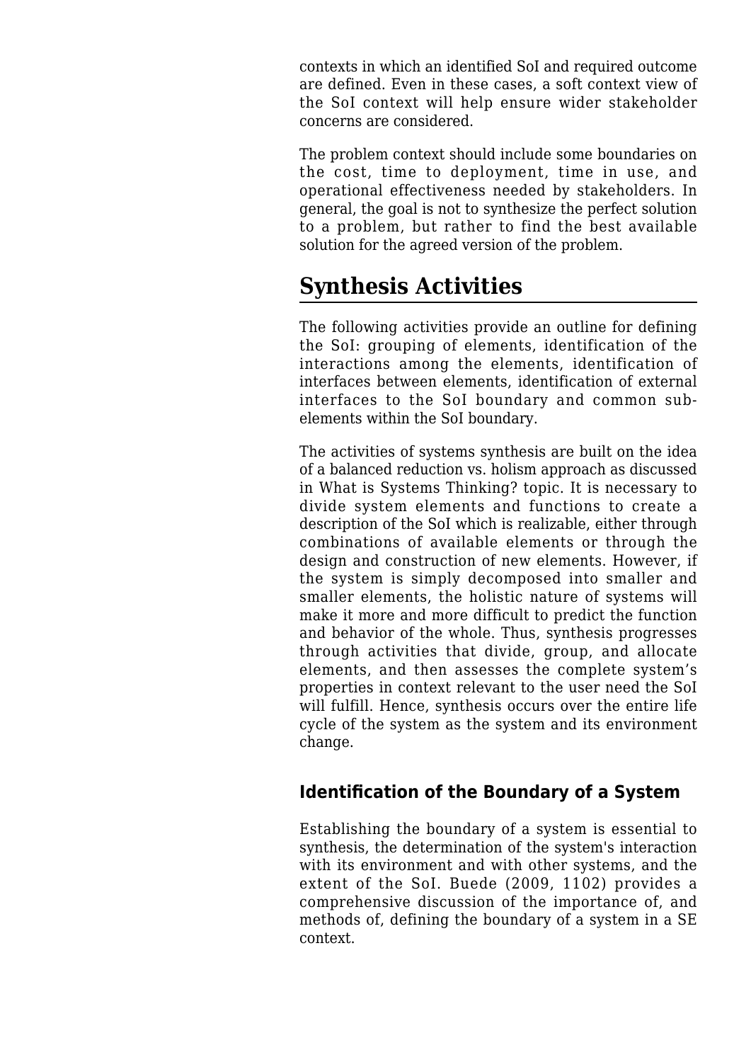contexts in which an identified SoI and required outcome are defined. Even in these cases, a soft context view of the SoI context will help ensure wider stakeholder concerns are considered.

The problem context should include some boundaries on the cost, time to deployment, time in use, and operational effectiveness needed by stakeholders. In general, the goal is not to synthesize the perfect solution to a problem, but rather to find the best available solution for the agreed version of the problem.

## Synthesis Activities

The following activities provide an outline for defining the SoI: grouping of elements, identification of the interactions among the elements, identification of interfaces between elements, identification of external interfaces to the SoI boundary and common sub-elements within the SoI boundary.

The activities of systems synthesis are built on the idea of a balanced reduction vs. holism approach as discussed in What is Systems Thinking? topic. It is necessary to divide system elements and functions to create a description of the SoI which is realizable, either through combinations of available elements or through the design and construction of new elements. However, if the system is simply decomposed into smaller and smaller elements, the holistic nature of systems will make it more and more difficult to predict the function and behavior of the whole. Thus, synthesis progresses through activities that divide, group, and allocate elements, and then assesses the complete system's properties in context relevant to the user need the SoI will fulfill. Hence, synthesis occurs over the entire life cycle of the system as the system and its environment change.

### Identification of the Boundary of a System

Establishing the boundary of a system is essential to synthesis, the determination of the system's interaction with its environment and with other systems, and the extent of the SoI. Buede (2009, 1102) provides a comprehensive discussion of the importance of, and methods of, defining the boundary of a system in a SE context.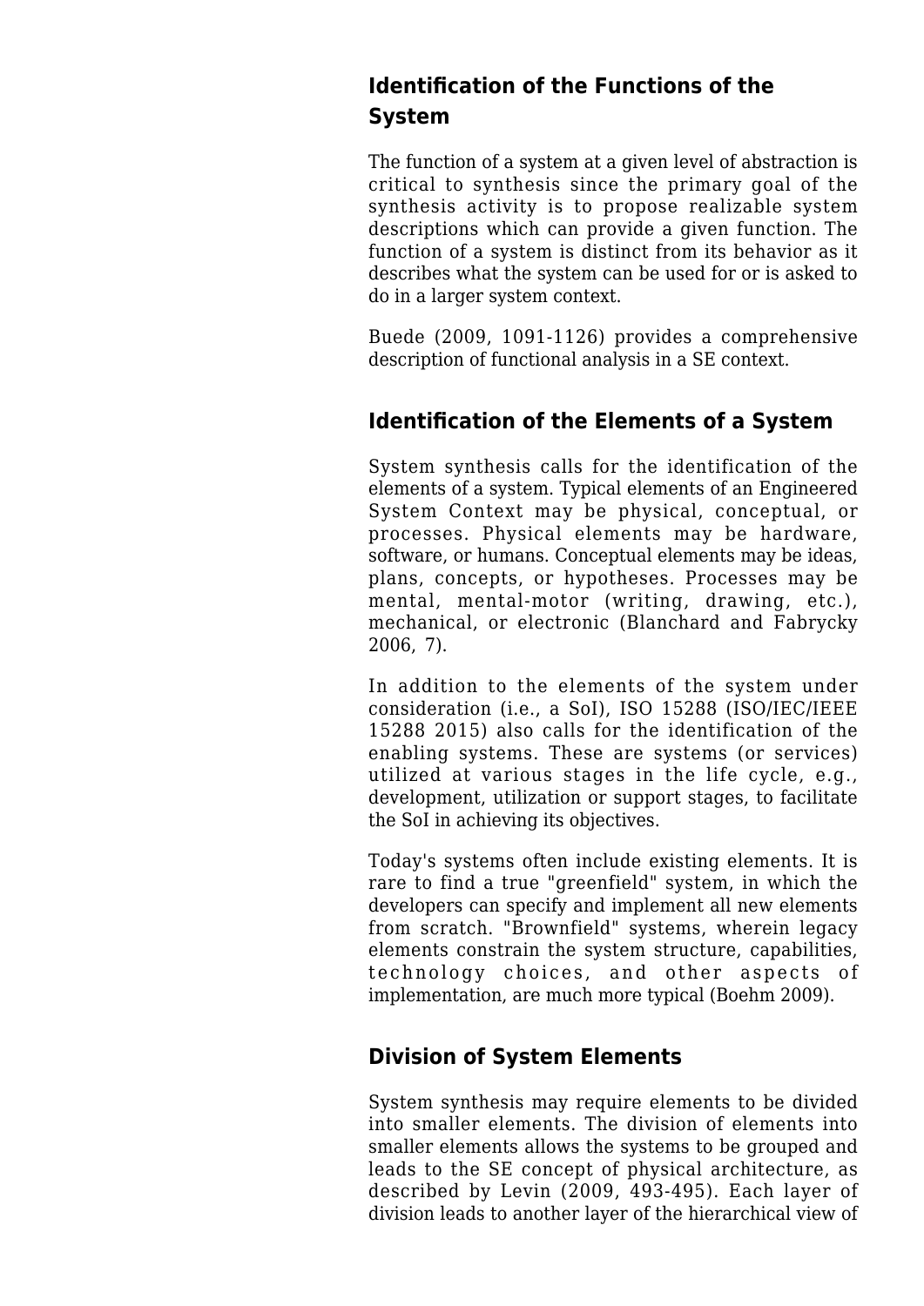## Identification of the Functions of the System

The function of a system at a given level of abstraction is critical to synthesis since the primary goal of the synthesis activity is to propose realizable system descriptions which can provide a given function. The function of a system is distinct from its behavior as it describes what the system can be used for or is asked to do in a larger system context.

Buede (2009, 1091-1126) provides a comprehensive description of functional analysis in a SE context.

## Identification of the Elements of a System

System synthesis calls for the identification of the elements of a system. Typical elements of an Engineered System Context may be physical, conceptual, or processes. Physical elements may be hardware, software, or humans. Conceptual elements may be ideas, plans, concepts, or hypotheses. Processes may be mental, mental-motor (writing, drawing, etc.), mechanical, or electronic (Blanchard and Fabrycky 2006, 7).

In addition to the elements of the system under consideration (i.e., a SoI), ISO 15288 (ISO/IEC/IEEE 15288 2015) also calls for the identification of the enabling systems. These are systems (or services) utilized at various stages in the life cycle, e.g., development, utilization or support stages, to facilitate the SoI in achieving its objectives.

Today's systems often include existing elements. It is rare to find a true "greenfield" system, in which the developers can specify and implement all new elements from scratch. "Brownfield" systems, wherein legacy elements constrain the system structure, capabilities, technology choices, and other aspects of implementation, are much more typical (Boehm 2009).

## Division of System Elements

System synthesis may require elements to be divided into smaller elements. The division of elements into smaller elements allows the systems to be grouped and leads to the SE concept of physical architecture, as described by Levin (2009, 493-495). Each layer of division leads to another layer of the hierarchical view of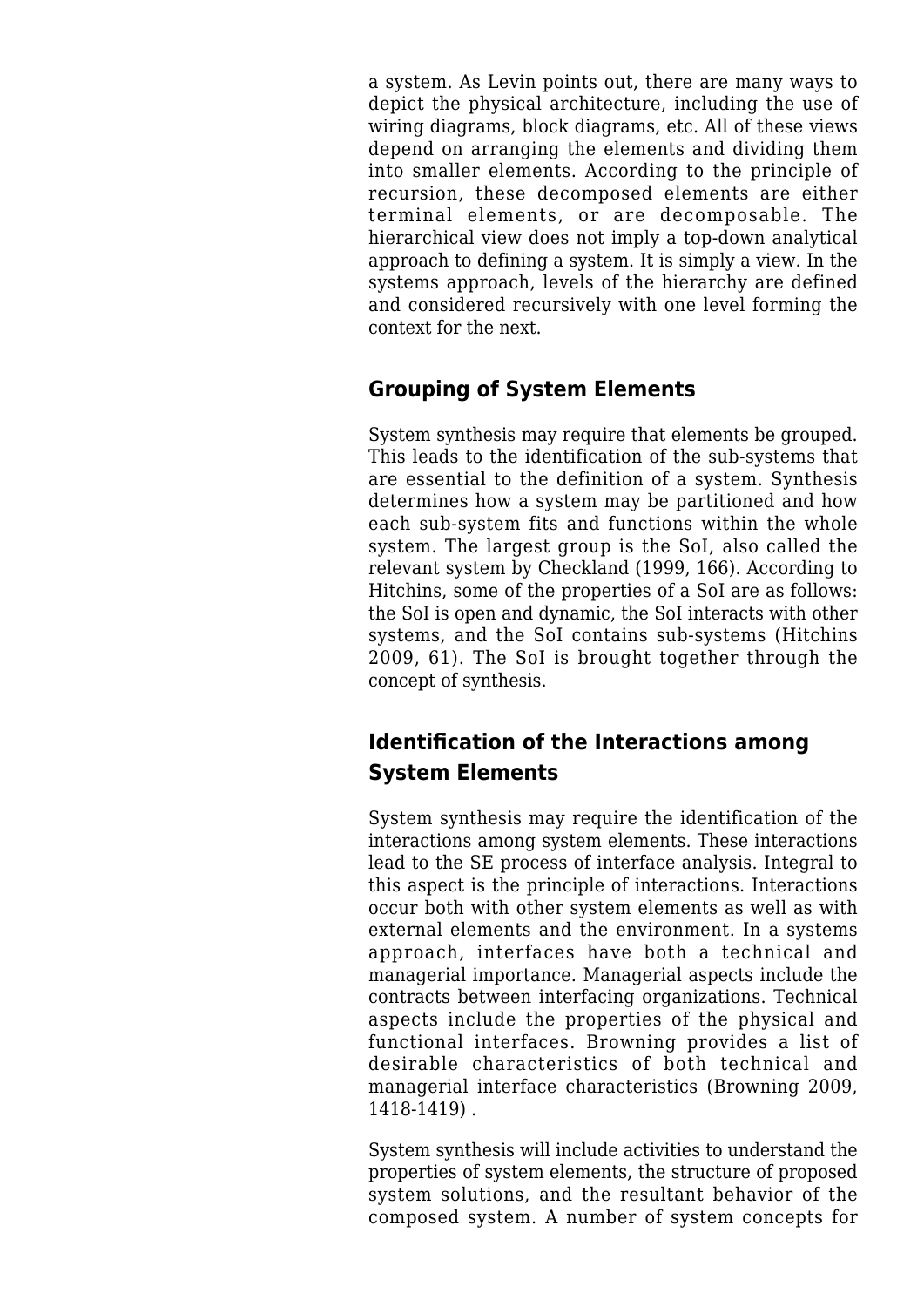a system. As Levin points out, there are many ways to depict the physical architecture, including the use of wiring diagrams, block diagrams, etc. All of these views depend on arranging the elements and dividing them into smaller elements. According to the principle of recursion, these decomposed elements are either terminal elements, or are decomposable. The hierarchical view does not imply a top-down analytical approach to defining a system. It is simply a view. In the systems approach, levels of the hierarchy are defined and considered recursively with one level forming the context for the next.

### Grouping of System Elements

System synthesis may require that elements be grouped. This leads to the identification of the sub-systems that are essential to the definition of a system. Synthesis determines how a system may be partitioned and how each sub-system fits and functions within the whole system. The largest group is the SoI, also called the relevant system by Checkland (1999, 166). According to Hitchins, some of the properties of a SoI are as follows: the SoI is open and dynamic, the SoI interacts with other systems, and the SoI contains sub-systems (Hitchins 2009, 61). The SoI is brought together through the concept of synthesis.

### Identification of the Interactions among System Elements

System synthesis may require the identification of the interactions among system elements. These interactions lead to the SE process of interface analysis. Integral to this aspect is the principle of interactions. Interactions occur both with other system elements as well as with external elements and the environment. In a systems approach, interfaces have both a technical and managerial importance. Managerial aspects include the contracts between interfacing organizations. Technical aspects include the properties of the physical and functional interfaces. Browning provides a list of desirable characteristics of both technical and managerial interface characteristics (Browning 2009, 1418-1419) .

System synthesis will include activities to understand the properties of system elements, the structure of proposed system solutions, and the resultant behavior of the composed system. A number of system concepts for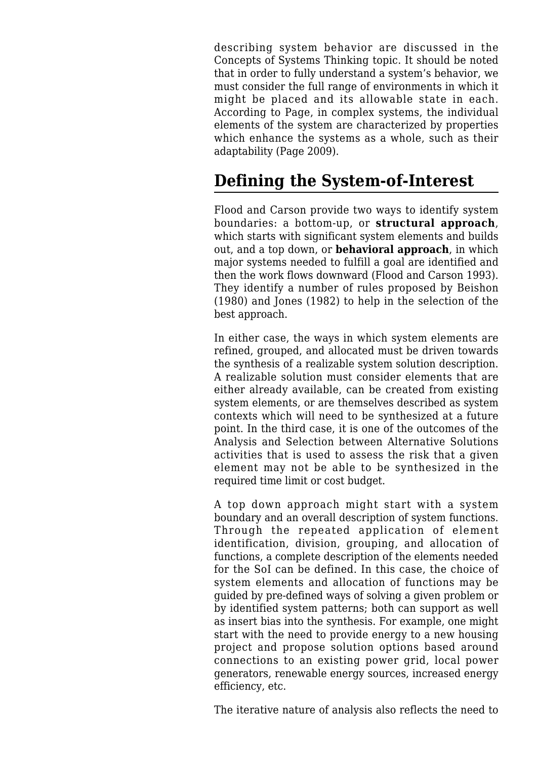describing system behavior are discussed in the Concepts of Systems Thinking topic. It should be noted that in order to fully understand a system's behavior, we must consider the full range of environments in which it might be placed and its allowable state in each. According to Page, in complex systems, the individual elements of the system are characterized by properties which enhance the systems as a whole, such as their adaptability (Page 2009).

## Defining the System-of-Interest

Flood and Carson provide two ways to identify system boundaries: a bottom-up, or **structural approach**, which starts with significant system elements and builds out, and a top down, or **behavioral approach**, in which major systems needed to fulfill a goal are identified and then the work flows downward (Flood and Carson 1993). They identify a number of rules proposed by Beishon (1980) and Jones (1982) to help in the selection of the best approach.

In either case, the ways in which system elements are refined, grouped, and allocated must be driven towards the synthesis of a realizable system solution description. A realizable solution must consider elements that are either already available, can be created from existing system elements, or are themselves described as system contexts which will need to be synthesized at a future point. In the third case, it is one of the outcomes of the Analysis and Selection between Alternative Solutions activities that is used to assess the risk that a given element may not be able to be synthesized in the required time limit or cost budget.

A top down approach might start with a system boundary and an overall description of system functions. Through the repeated application of element identification, division, grouping, and allocation of functions, a complete description of the elements needed for the SoI can be defined. In this case, the choice of system elements and allocation of functions may be guided by pre-defined ways of solving a given problem or by identified system patterns; both can support as well as insert bias into the synthesis. For example, one might start with the need to provide energy to a new housing project and propose solution options based around connections to an existing power grid, local power generators, renewable energy sources, increased energy efficiency, etc.

The iterative nature of analysis also reflects the need to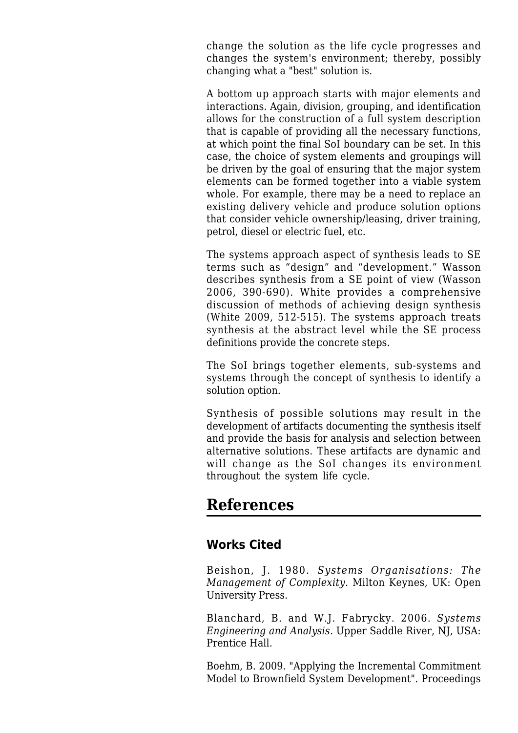change the solution as the life cycle progresses and changes the system's environment; thereby, possibly changing what a "best" solution is.

A bottom up approach starts with major elements and interactions. Again, division, grouping, and identification allows for the construction of a full system description that is capable of providing all the necessary functions, at which point the final SoI boundary can be set. In this case, the choice of system elements and groupings will be driven by the goal of ensuring that the major system elements can be formed together into a viable system whole. For example, there may be a need to replace an existing delivery vehicle and produce solution options that consider vehicle ownership/leasing, driver training, petrol, diesel or electric fuel, etc.

The systems approach aspect of synthesis leads to SE terms such as “design” and “development.” Wasson describes synthesis from a SE point of view (Wasson 2006, 390-690). White provides a comprehensive discussion of methods of achieving design synthesis (White 2009, 512-515). The systems approach treats synthesis at the abstract level while the SE process definitions provide the concrete steps.

The SoI brings together elements, sub-systems and systems through the concept of synthesis to identify a solution option.

Synthesis of possible solutions may result in the development of artifacts documenting the synthesis itself and provide the basis for analysis and selection between alternative solutions. These artifacts are dynamic and will change as the SoI changes its environment throughout the system life cycle.

## References

### Works Cited

Beishon, J. 1980. *Systems Organisations: The Management of Complexity*. Milton Keynes, UK: Open University Press.

Blanchard, B. and W.J. Fabrycky. 2006. *Systems Engineering and Analysis*. Upper Saddle River, NJ, USA: Prentice Hall.

Boehm, B. 2009. "Applying the Incremental Commitment Model to Brownfield System Development". Proceedings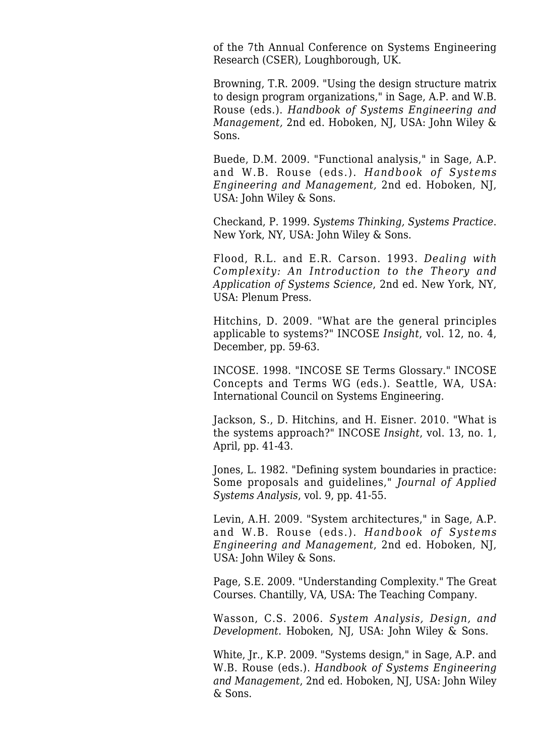of the 7th Annual Conference on Systems Engineering Research (CSER), Loughborough, UK.

Browning, T.R. 2009. "Using the design structure matrix to design program organizations," in Sage, A.P. and W.B. Rouse (eds.). *Handbook of Systems Engineering and Management,* 2nd ed. Hoboken, NJ, USA: John Wiley & Sons.

Buede, D.M. 2009. "Functional analysis," in Sage, A.P. and W.B. Rouse (eds.). *Handbook of Systems Engineering and Management,* 2nd ed. Hoboken, NJ, USA: John Wiley & Sons.

Checkand, P. 1999. *Systems Thinking, Systems Practice*. New York, NY, USA: John Wiley & Sons.

Flood, R.L. and E.R. Carson. 1993. *Dealing with Complexity: An Introduction to the Theory and Application of Systems Science*, 2nd ed. New York, NY, USA: Plenum Press.

Hitchins, D. 2009. "What are the general principles applicable to systems?" INCOSE *Insight*, vol. 12, no. 4, December, pp. 59-63.

INCOSE. 1998. "INCOSE SE Terms Glossary." INCOSE Concepts and Terms WG (eds.). Seattle, WA, USA: International Council on Systems Engineering.

Jackson, S., D. Hitchins, and H. Eisner. 2010. "What is the systems approach?" INCOSE *Insight*, vol. 13, no. 1, April, pp. 41-43.

Jones, L. 1982. "Defining system boundaries in practice: Some proposals and guidelines," *Journal of Applied Systems Analysis*, vol. 9, pp. 41-55.

Levin, A.H. 2009. "System architectures," in Sage, A.P. and W.B. Rouse (eds.). *Handbook of Systems Engineering and Management*, 2nd ed. Hoboken, NJ, USA: John Wiley & Sons.

Page, S.E. 2009. "Understanding Complexity." The Great Courses. Chantilly, VA, USA: The Teaching Company.

Wasson, C.S. 2006. *System Analysis, Design, and Development*. Hoboken, NJ, USA: John Wiley & Sons.

White, Jr., K.P. 2009. "Systems design," in Sage, A.P. and W.B. Rouse (eds.). *Handbook of Systems Engineering and Management*, 2nd ed. Hoboken, NJ, USA: John Wiley & Sons.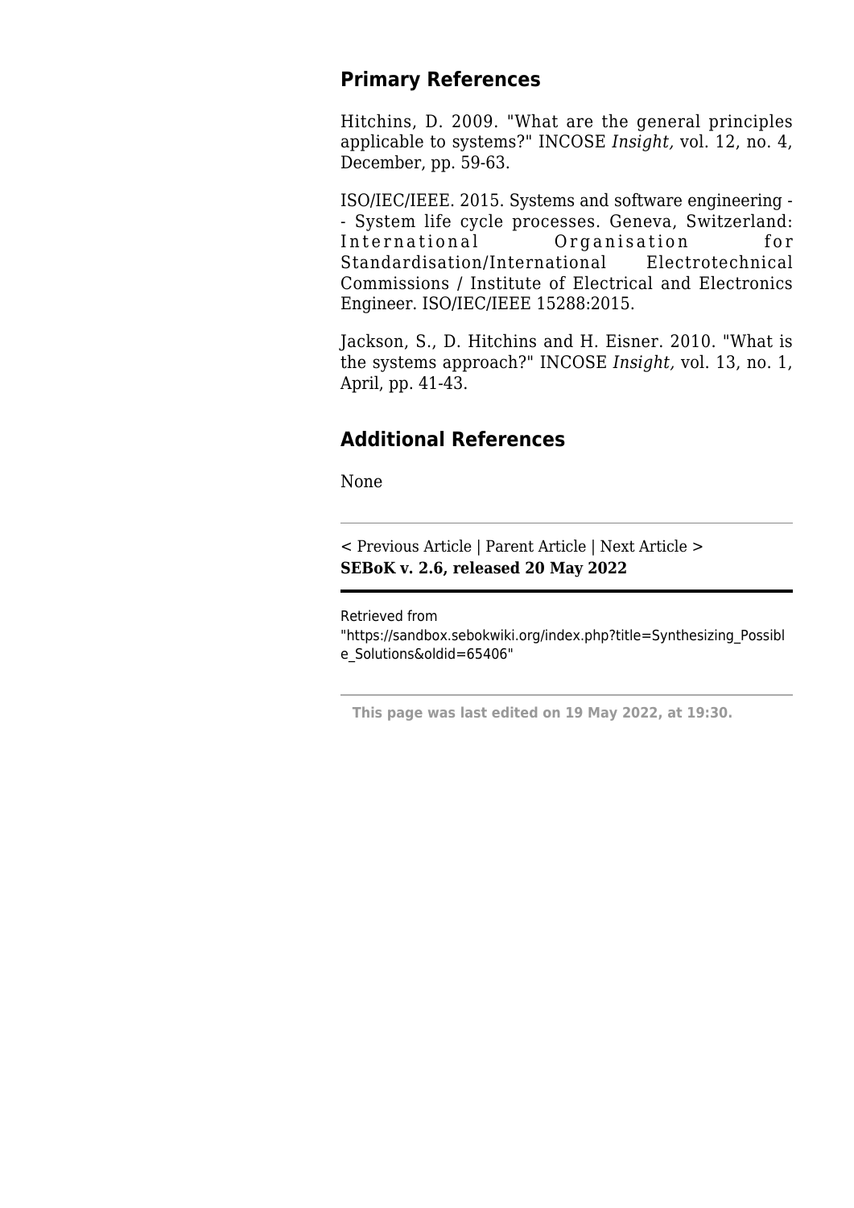## Primary References

Hitchins, D. 2009. "What are the general principles applicable to systems?" INCOSE *Insight,* vol. 12, no. 4, December, pp. 59-63.

ISO/IEC/IEEE. 2015. Systems and software engineering -- System life cycle processes. Geneva, Switzerland: International Organisation for Standardisation/International Electrotechnical Commissions / Institute of Electrical and Electronics Engineer. ISO/IEC/IEEE 15288:2015.

Jackson, S., D. Hitchins and H. Eisner. 2010. "What is the systems approach?" INCOSE *Insight,* vol. 13, no. 1, April, pp. 41-43.

## Additional References

None

---

< Previous Article | Parent Article | Next Article >
**SEBoK v. 2.6, released 20 May 2022**

Retrieved from "https://sandbox.sebokwiki.org/index.php?title=Synthesizing_Possible_Solutions&oldid=65406"

This page was last edited on 19 May 2022, at 19:30.